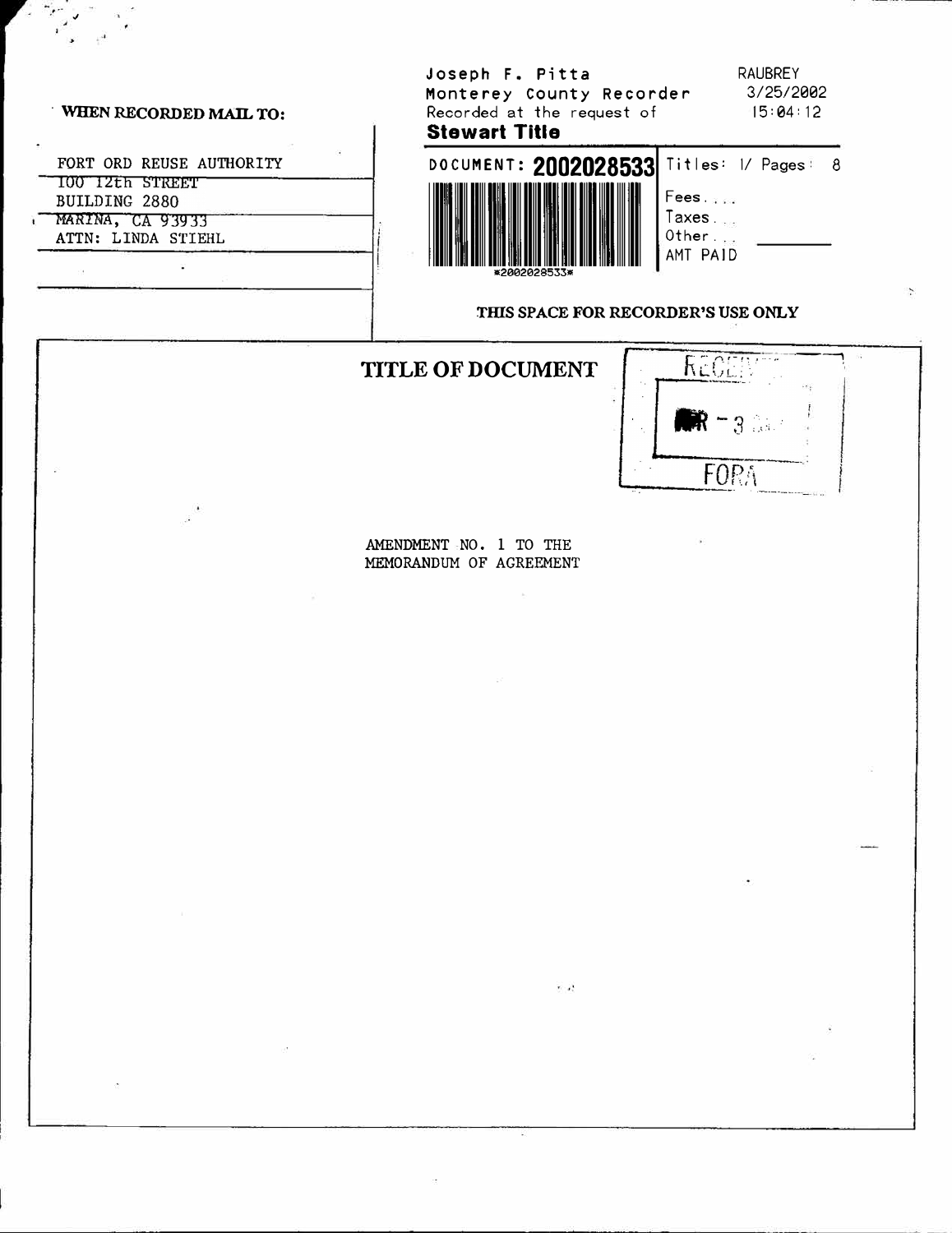**WHEN RECORDED MAIL TO:**

FORT ORD REUSE AUTHORITY
100 12th STREET
BUILDING 2880
MARINA, CA 93933
ATTN: LINDA STIEHL

Joseph F. Pitta
Monterey County Recorder
Recorded at the request of
**Stewart Title**

RAUBREY
3/25/2002
15:04:12

DOCUMENT: **2002028533**

Titles: 1/ Pages: 8

Fees....
Taxes...
Other...
AMT PAID

*2002028533*

**THIS SPACE FOR RECORDER'S USE ONLY**

# TITLE OF DOCUMENT

RECEIVED
MAR - 3
FORA

AMENDMENT NO. 1 TO THE
MEMORANDUM OF AGREEMENT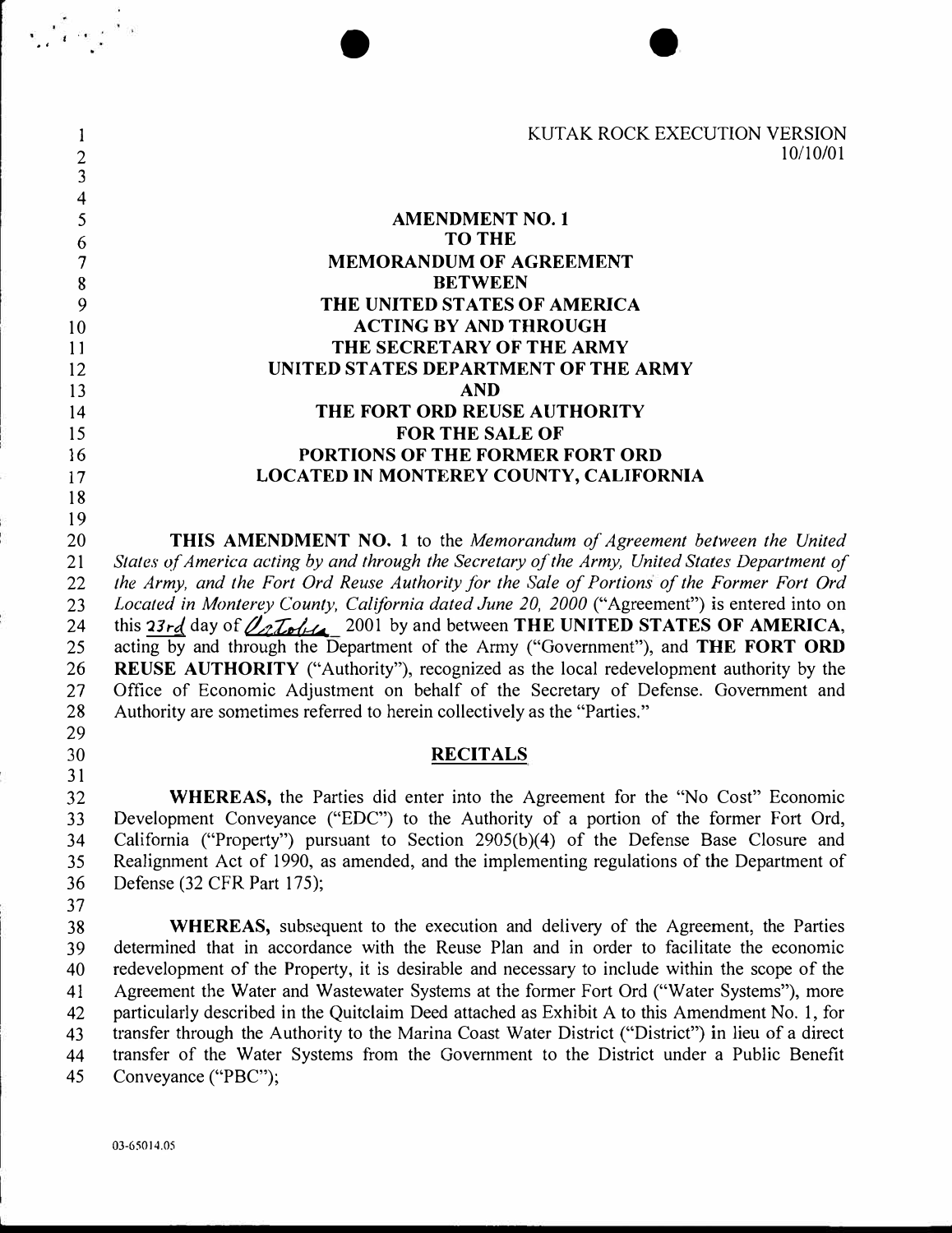KUTAK ROCK EXECUTION VERSION
10/10/01

**AMENDMENT NO. 1**
**TO THE**
**MEMORANDUM OF AGREEMENT**
**BETWEEN**
**THE UNITED STATES OF AMERICA**
**ACTING BY AND THROUGH**
**THE SECRETARY OF THE ARMY**
**UNITED STATES DEPARTMENT OF THE ARMY**
**AND**
**THE FORT ORD REUSE AUTHORITY**
**FOR THE SALE OF**
**PORTIONS OF THE FORMER FORT ORD**
**LOCATED IN MONTEREY COUNTY, CALIFORNIA**

**THIS AMENDMENT NO. 1** to the *Memorandum of Agreement between the United States of America acting by and through the Secretary of the Army, United States Department of the Army, and the Fort Ord Reuse Authority for the Sale of Portions of the Former Fort Ord Located in Monterey County, California dated June 20, 2000* ("Agreement") is entered into on this 23rd day of October 2001 by and between **THE UNITED STATES OF AMERICA**, acting by and through the Department of the Army ("Government"), and **THE FORT ORD REUSE AUTHORITY** ("Authority"), recognized as the local redevelopment authority by the Office of Economic Adjustment on behalf of the Secretary of Defense. Government and Authority are sometimes referred to herein collectively as the "Parties."

## RECITALS

**WHEREAS,** the Parties did enter into the Agreement for the "No Cost" Economic Development Conveyance ("EDC") to the Authority of a portion of the former Fort Ord, California ("Property") pursuant to Section 2905(b)(4) of the Defense Base Closure and Realignment Act of 1990, as amended, and the implementing regulations of the Department of Defense (32 CFR Part 175);

**WHEREAS,** subsequent to the execution and delivery of the Agreement, the Parties determined that in accordance with the Reuse Plan and in order to facilitate the economic redevelopment of the Property, it is desirable and necessary to include within the scope of the Agreement the Water and Wastewater Systems at the former Fort Ord ("Water Systems"), more particularly described in the Quitclaim Deed attached as Exhibit A to this Amendment No. 1, for transfer through the Authority to the Marina Coast Water District ("District") in lieu of a direct transfer of the Water Systems from the Government to the District under a Public Benefit Conveyance ("PBC");

03-65014.05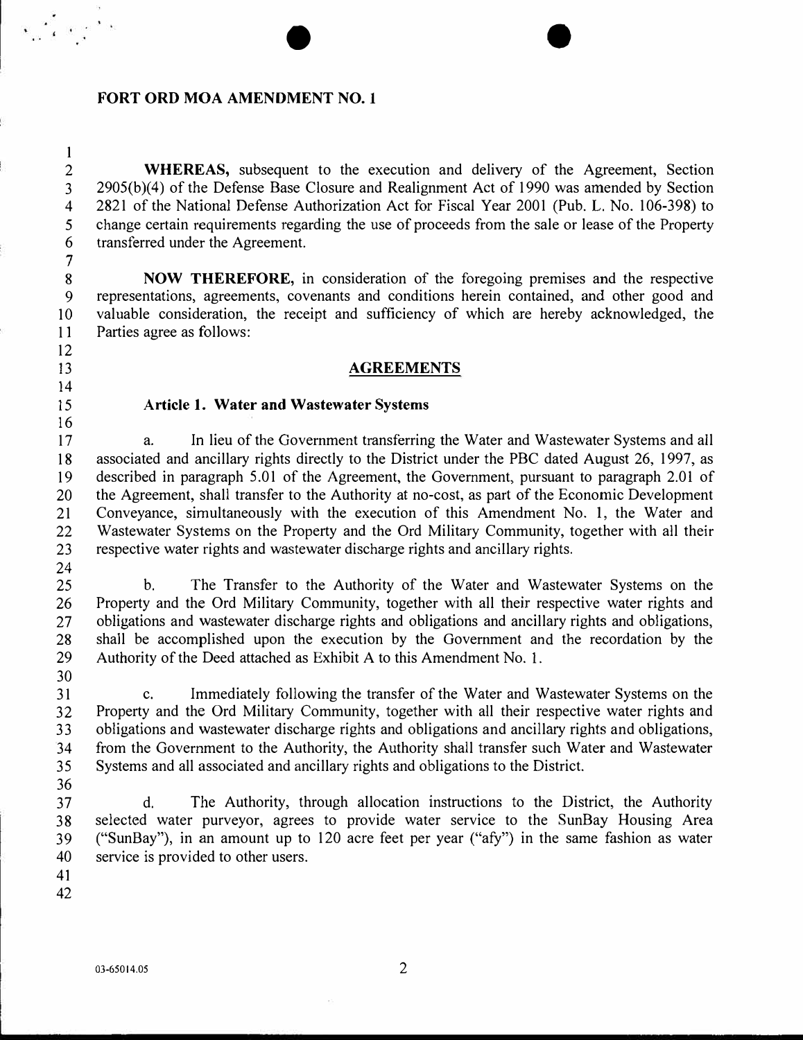**FORT ORD MOA AMENDMENT NO. 1**

**WHEREAS,** subsequent to the execution and delivery of the Agreement, Section 2905(b)(4) of the Defense Base Closure and Realignment Act of 1990 was amended by Section 2821 of the National Defense Authorization Act for Fiscal Year 2001 (Pub. L. No. 106-398) to change certain requirements regarding the use of proceeds from the sale or lease of the Property transferred under the Agreement.

**NOW THEREFORE,** in consideration of the foregoing premises and the respective representations, agreements, covenants and conditions herein contained, and other good and valuable consideration, the receipt and sufficiency of which are hereby acknowledged, the Parties agree as follows:

## AGREEMENTS

### Article 1. Water and Wastewater Systems

a. In lieu of the Government transferring the Water and Wastewater Systems and all associated and ancillary rights directly to the District under the PBC dated August 26, 1997, as described in paragraph 5.01 of the Agreement, the Government, pursuant to paragraph 2.01 of the Agreement, shall transfer to the Authority at no-cost, as part of the Economic Development Conveyance, simultaneously with the execution of this Amendment No. 1, the Water and Wastewater Systems on the Property and the Ord Military Community, together with all their respective water rights and wastewater discharge rights and ancillary rights.

b. The Transfer to the Authority of the Water and Wastewater Systems on the Property and the Ord Military Community, together with all their respective water rights and obligations and wastewater discharge rights and obligations and ancillary rights and obligations, shall be accomplished upon the execution by the Government and the recordation by the Authority of the Deed attached as Exhibit A to this Amendment No. 1.

c. Immediately following the transfer of the Water and Wastewater Systems on the Property and the Ord Military Community, together with all their respective water rights and obligations and wastewater discharge rights and obligations and ancillary rights and obligations, from the Government to the Authority, the Authority shall transfer such Water and Wastewater Systems and all associated and ancillary rights and obligations to the District.

d. The Authority, through allocation instructions to the District, the Authority selected water purveyor, agrees to provide water service to the SunBay Housing Area ("SunBay"), in an amount up to 120 acre feet per year ("afy") in the same fashion as water service is provided to other users.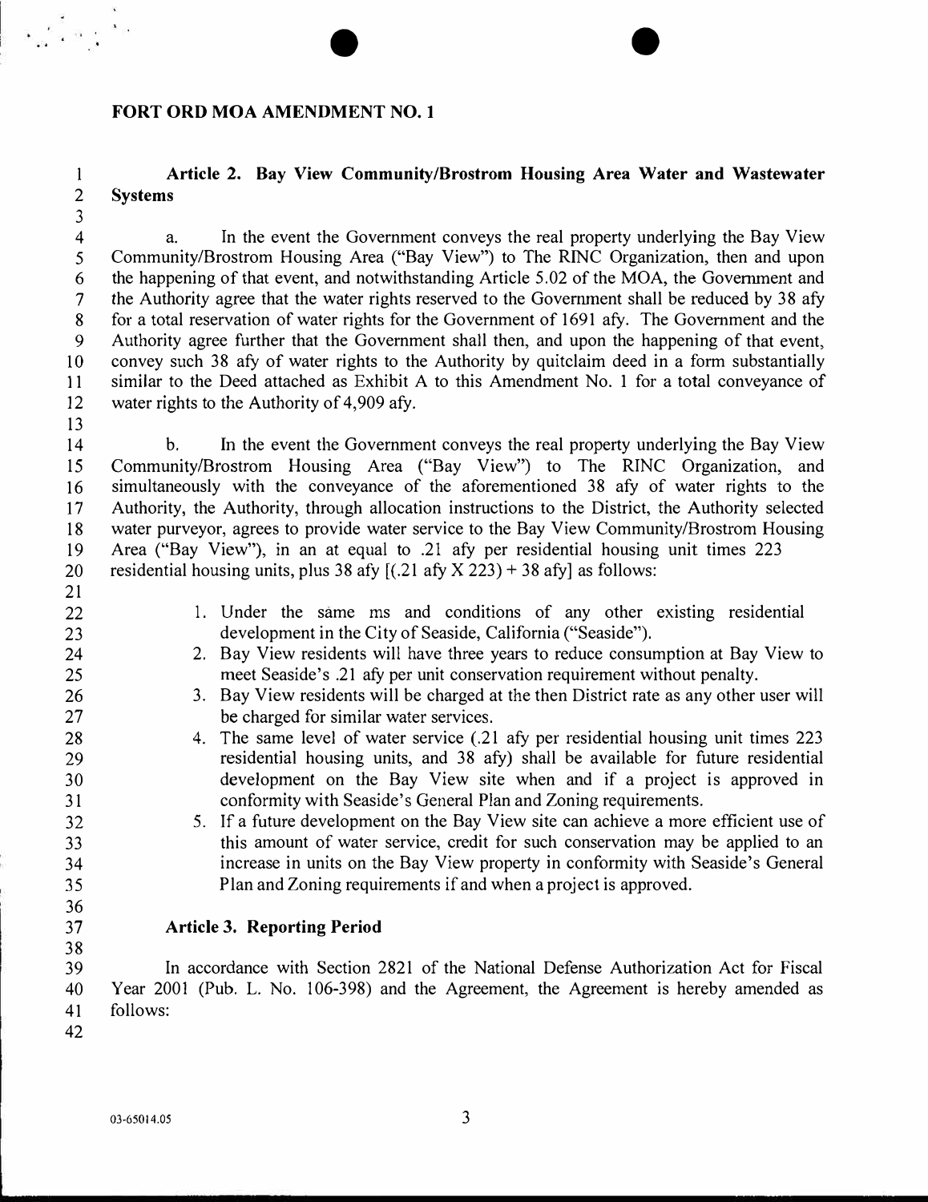**FORT ORD MOA AMENDMENT NO. 1**

**Article 2. Bay View Community/Brostrom Housing Area Water and Wastewater Systems**

a. In the event the Government conveys the real property underlying the Bay View Community/Brostrom Housing Area ("Bay View") to The RINC Organization, then and upon the happening of that event, and notwithstanding Article 5.02 of the MOA, the Government and the Authority agree that the water rights reserved to the Government shall be reduced by 38 afy for a total reservation of water rights for the Government of 1691 afy. The Government and the Authority agree further that the Government shall then, and upon the happening of that event, convey such 38 afy of water rights to the Authority by quitclaim deed in a form substantially similar to the Deed attached as Exhibit A to this Amendment No. 1 for a total conveyance of water rights to the Authority of 4,909 afy.

b. In the event the Government conveys the real property underlying the Bay View Community/Brostrom Housing Area ("Bay View") to The RINC Organization, and simultaneously with the conveyance of the aforementioned 38 afy of water rights to the Authority, the Authority, through allocation instructions to the District, the Authority selected water purveyor, agrees to provide water service to the Bay View Community/Brostrom Housing Area ("Bay View"), in an at equal to .21 afy per residential housing unit times 223 residential housing units, plus 38 afy [(.21 afy X 223) + 38 afy] as follows:

1. Under the same ms and conditions of any other existing residential development in the City of Seaside, California ("Seaside").
2. Bay View residents will have three years to reduce consumption at Bay View to meet Seaside's .21 afy per unit conservation requirement without penalty.
3. Bay View residents will be charged at the then District rate as any other user will be charged for similar water services.
4. The same level of water service (.21 afy per residential housing unit times 223 residential housing units, and 38 afy) shall be available for future residential development on the Bay View site when and if a project is approved in conformity with Seaside's General Plan and Zoning requirements.
5. If a future development on the Bay View site can achieve a more efficient use of this amount of water service, credit for such conservation may be applied to an increase in units on the Bay View property in conformity with Seaside's General Plan and Zoning requirements if and when a project is approved.

**Article 3. Reporting Period**

In accordance with Section 2821 of the National Defense Authorization Act for Fiscal Year 2001 (Pub. L. No. 106-398) and the Agreement, the Agreement is hereby amended as follows:

03-65014.05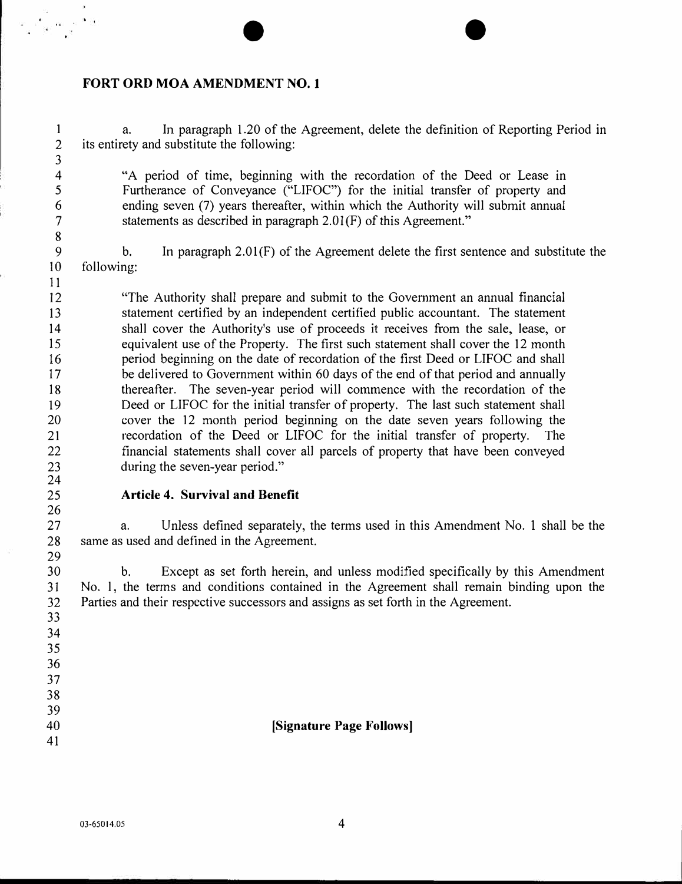**FORT ORD MOA AMENDMENT NO. 1**

a. In paragraph 1.20 of the Agreement, delete the definition of Reporting Period in its entirety and substitute the following:

> "A period of time, beginning with the recordation of the Deed or Lease in Furtherance of Conveyance ("LIFOC") for the initial transfer of property and ending seven (7) years thereafter, within which the Authority will submit annual statements as described in paragraph 2.01(F) of this Agreement."

b. In paragraph 2.01(F) of the Agreement delete the first sentence and substitute the following:

> "The Authority shall prepare and submit to the Government an annual financial statement certified by an independent certified public accountant. The statement shall cover the Authority's use of proceeds it receives from the sale, lease, or equivalent use of the Property. The first such statement shall cover the 12 month period beginning on the date of recordation of the first Deed or LIFOC and shall be delivered to Government within 60 days of the end of that period and annually thereafter. The seven-year period will commence with the recordation of the Deed or LIFOC for the initial transfer of property. The last such statement shall cover the 12 month period beginning on the date seven years following the recordation of the Deed or LIFOC for the initial transfer of property. The financial statements shall cover all parcels of property that have been conveyed during the seven-year period."

**Article 4. Survival and Benefit**

a. Unless defined separately, the terms used in this Amendment No. 1 shall be the same as used and defined in the Agreement.

b. Except as set forth herein, and unless modified specifically by this Amendment No. 1, the terms and conditions contained in the Agreement shall remain binding upon the Parties and their respective successors and assigns as set forth in the Agreement.

**[Signature Page Follows]**

03-65014.05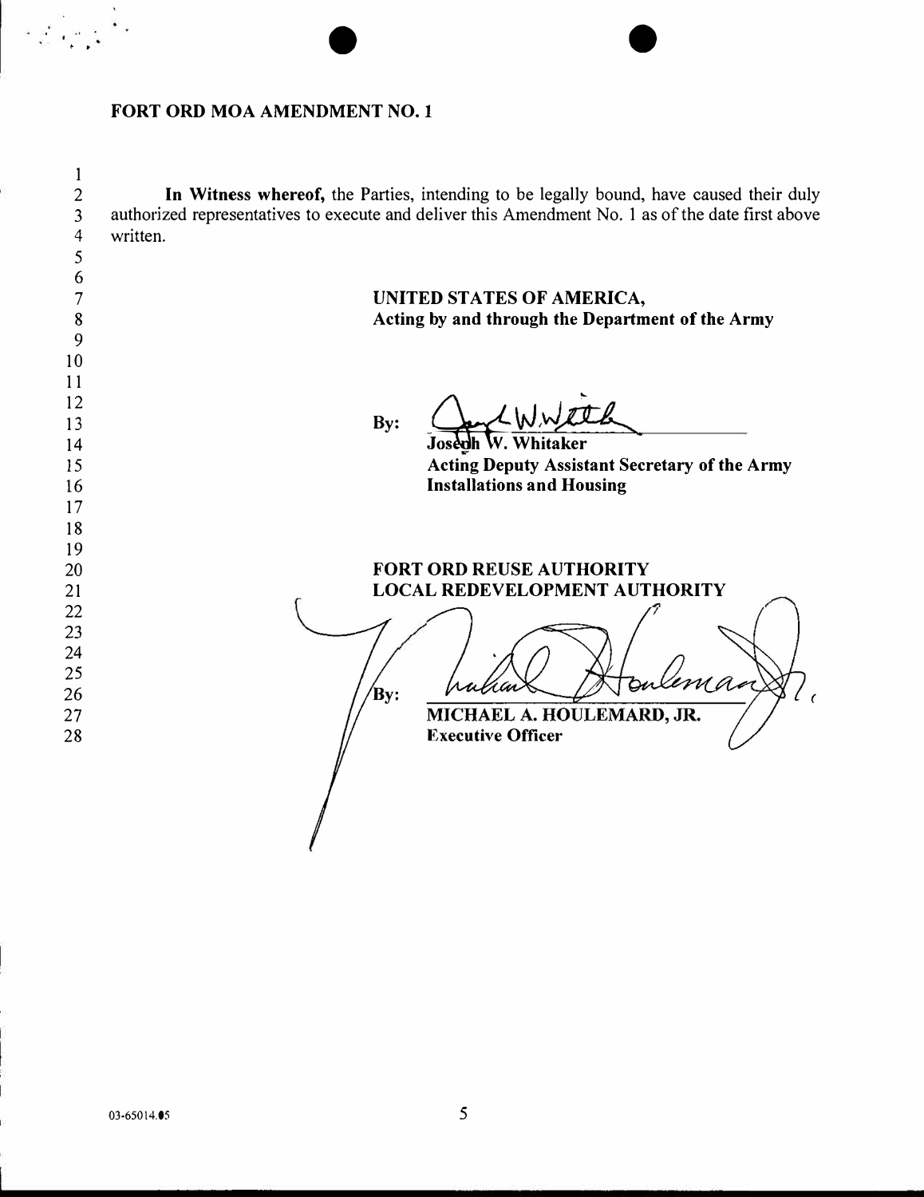## FORT ORD MOA AMENDMENT NO. 1

**In Witness whereof,** the Parties, intending to be legally bound, have caused their duly authorized representatives to execute and deliver this Amendment No. 1 as of the date first above written.

**UNITED STATES OF AMERICA,**
**Acting by and through the Department of the Army**

By: ______________________
**Joseph W. Whitaker**
**Acting Deputy Assistant Secretary of the Army**
**Installations and Housing**

**FORT ORD REUSE AUTHORITY**
**LOCAL REDEVELOPMENT AUTHORITY**

By: ______________________
**MICHAEL A. HOULEMARD, JR.**
**Executive Officer**

03-65014.05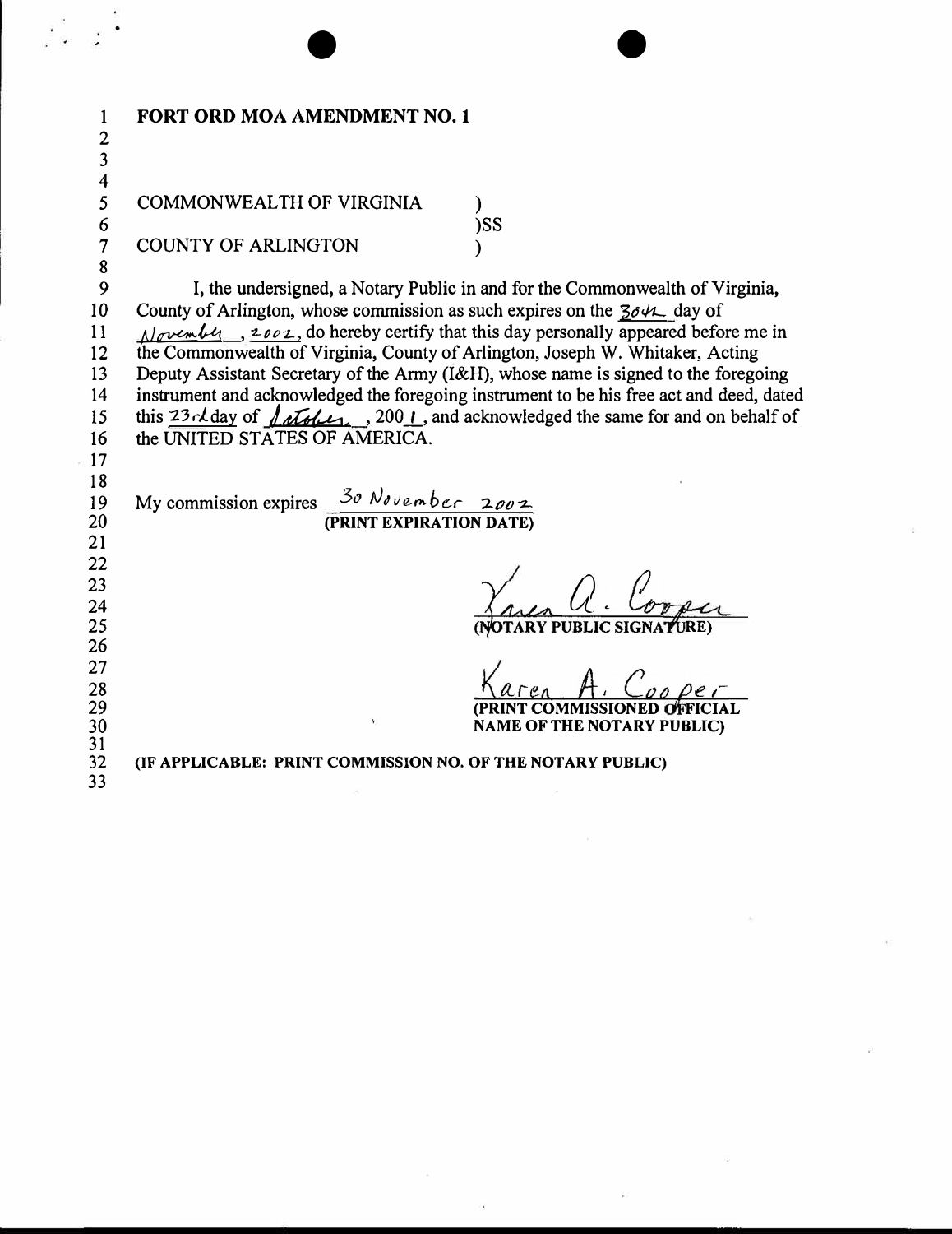**FORT ORD MOA AMENDMENT NO. 1**

COMMONWEALTH OF VIRGINIA )
)SS
COUNTY OF ARLINGTON )

I, the undersigned, a Notary Public in and for the Commonwealth of Virginia, County of Arlington, whose commission as such expires on the 30th day of November, 2002, do hereby certify that this day personally appeared before me in the Commonwealth of Virginia, County of Arlington, Joseph W. Whitaker, Acting Deputy Assistant Secretary of the Army (I&H), whose name is signed to the foregoing instrument and acknowledged the foregoing instrument to be his free act and deed, dated this 23rd day of October, 2001, and acknowledged the same for and on behalf of the UNITED STATES OF AMERICA.

My commission expires 30 November 2002
**(PRINT EXPIRATION DATE)**

Karen A. Cooper
**(NOTARY PUBLIC SIGNATURE)**

Karen A. Cooper
**(PRINT COMMISSIONED OFFICIAL NAME OF THE NOTARY PUBLIC)**

**(IF APPLICABLE: PRINT COMMISSION NO. OF THE NOTARY PUBLIC)**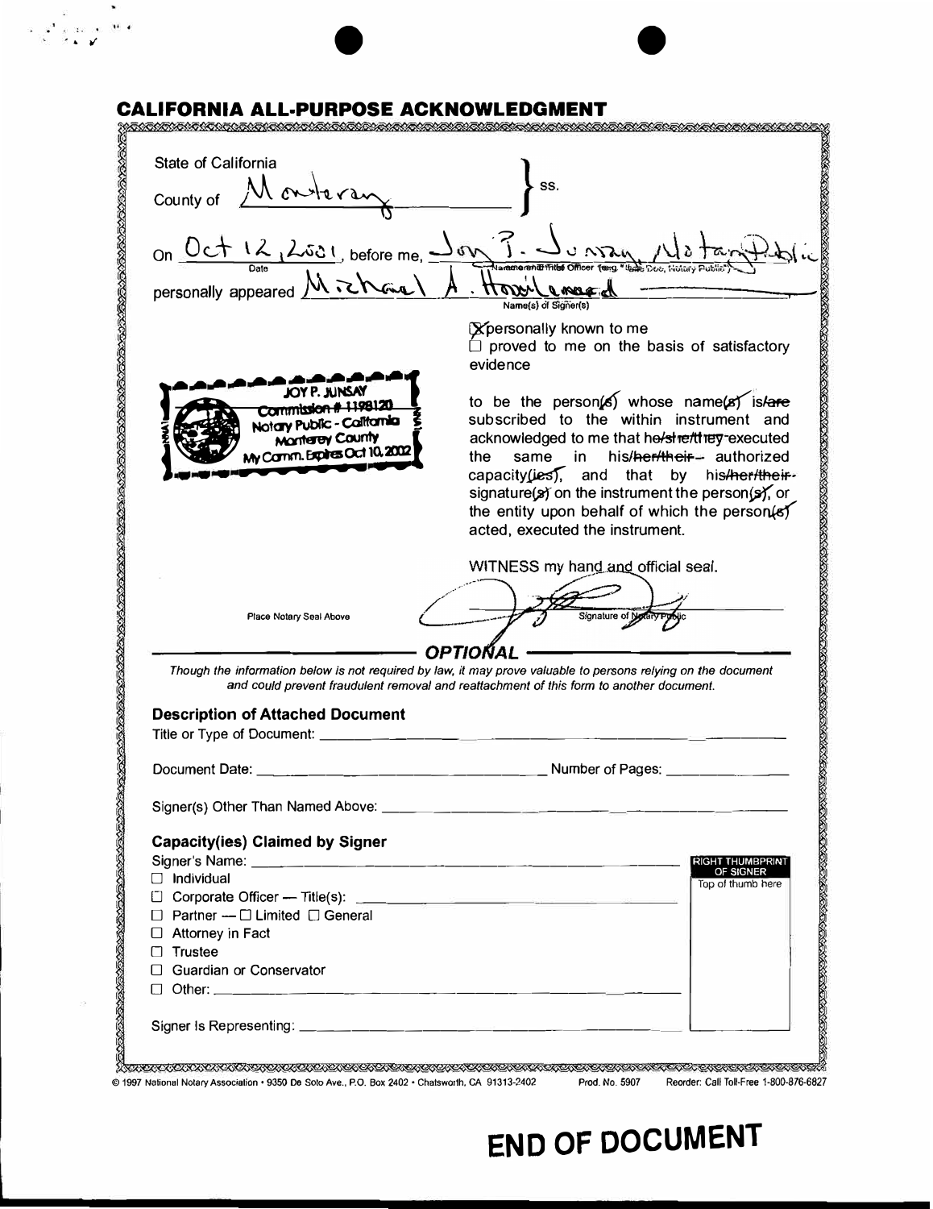# CALIFORNIA ALL-PURPOSE ACKNOWLEDGMENT

State of California

County of Monterey } ss.

On Oct 12, 2001, before me, Joy P. Junsay, Notary Public
Date — Name and Title of Officer (e.g., "Jane Doe, Notary Public")

personally appeared Michael A. Howland
Name(s) of Signer(s)

☒ personally known to me
☐ proved to me on the basis of satisfactory evidence

JOY P. JUNSAY
Commission # 1198120
Notary Public - California
Monterey County
My Comm. Expires Oct 10, 2002

to be the person~~(s)~~ whose name~~(s)~~ is~~/are~~ subscribed to the within instrument and acknowledged to me that he~~/she/they~~ executed the same in his~~/her/their~~ authorized capacity~~(ies)~~, and that by his~~/her/their~~ signature~~(s)~~ on the instrument the person~~(s)~~, or the entity upon behalf of which the person~~(s)~~ acted, executed the instrument.

WITNESS my hand and official seal.

Place Notary Seal Above

Signature of Notary Public

## OPTIONAL

*Though the information below is not required by law, it may prove valuable to persons relying on the document and could prevent fraudulent removal and reattachment of this form to another document.*

### Description of Attached Document

Title or Type of Document: ______________________

Document Date: ______________________ Number of Pages: ______________

Signer(s) Other Than Named Above: ______________________

### Capacity(ies) Claimed by Signer

Signer's Name: ______________________

☐ Individual
☐ Corporate Officer — Title(s): ______________________
☐ Partner — ☐ Limited ☐ General
☐ Attorney in Fact
☐ Trustee
☐ Guardian or Conservator
☐ Other: ______________________

Signer Is Representing: ______________________

RIGHT THUMBPRINT OF SIGNER
Top of thumb here

© 1997 National Notary Association • 9350 De Soto Ave., P.O. Box 2402 • Chatsworth, CA 91313-2402 Prod. No. 5907 Reorder: Call Toll-Free 1-800-876-6827

**END OF DOCUMENT**